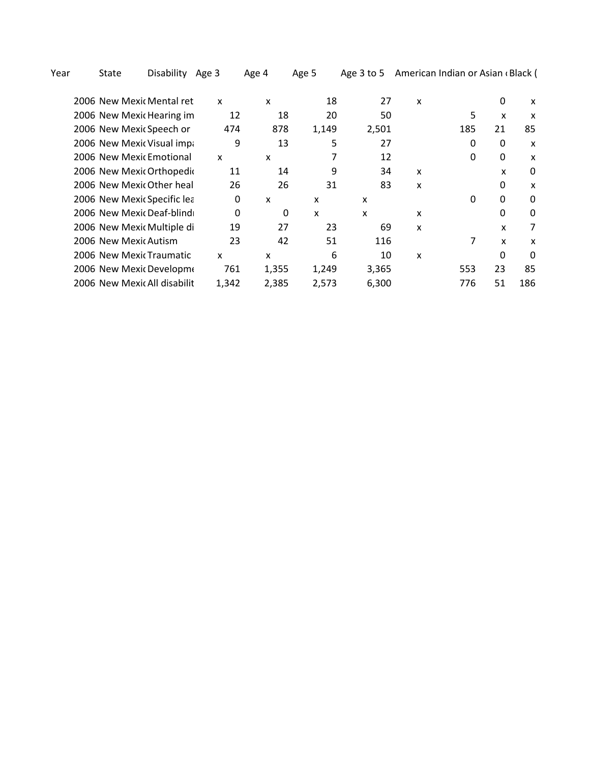| Year | State | Disability | Age 3 | Age 4 | Age 5 | Age 3 to 5 | American Indian or | Asian ( | Black ( |
|---|---|---|---|---|---|---|---|---|---|
| 2006 | New Mexic | Mental ret | x | x | 18 | 27 | x | 0 | x |
| 2006 | New Mexic | Hearing im | 12 | 18 | 20 | 50 | 5 | x | x |
| 2006 | New Mexic | Speech or | 474 | 878 | 1,149 | 2,501 | 185 | 21 | 85 |
| 2006 | New Mexic | Visual impa | 9 | 13 | 5 | 27 | 0 | 0 | x |
| 2006 | New Mexic | Emotional | x | x | 7 | 12 | 0 | 0 | x |
| 2006 | New Mexic | Orthopedic | 11 | 14 | 9 | 34 | x | x | 0 |
| 2006 | New Mexic | Other heal | 26 | 26 | 31 | 83 | x | 0 | x |
| 2006 | New Mexic | Specific lea | 0 | x | x | x | 0 | 0 | 0 |
| 2006 | New Mexic | Deaf-blindi | 0 | 0 | x | x | x | 0 | 0 |
| 2006 | New Mexic | Multiple di | 19 | 27 | 23 | 69 | x | x | 7 |
| 2006 | New Mexic | Autism | 23 | 42 | 51 | 116 | 7 | x | x |
| 2006 | New Mexic | Traumatic | x | x | 6 | 10 | x | 0 | 0 |
| 2006 | New Mexic | Developme | 761 | 1,355 | 1,249 | 3,365 | 553 | 23 | 85 |
| 2006 | New Mexic | All disabilit | 1,342 | 2,385 | 2,573 | 6,300 | 776 | 51 | 186 |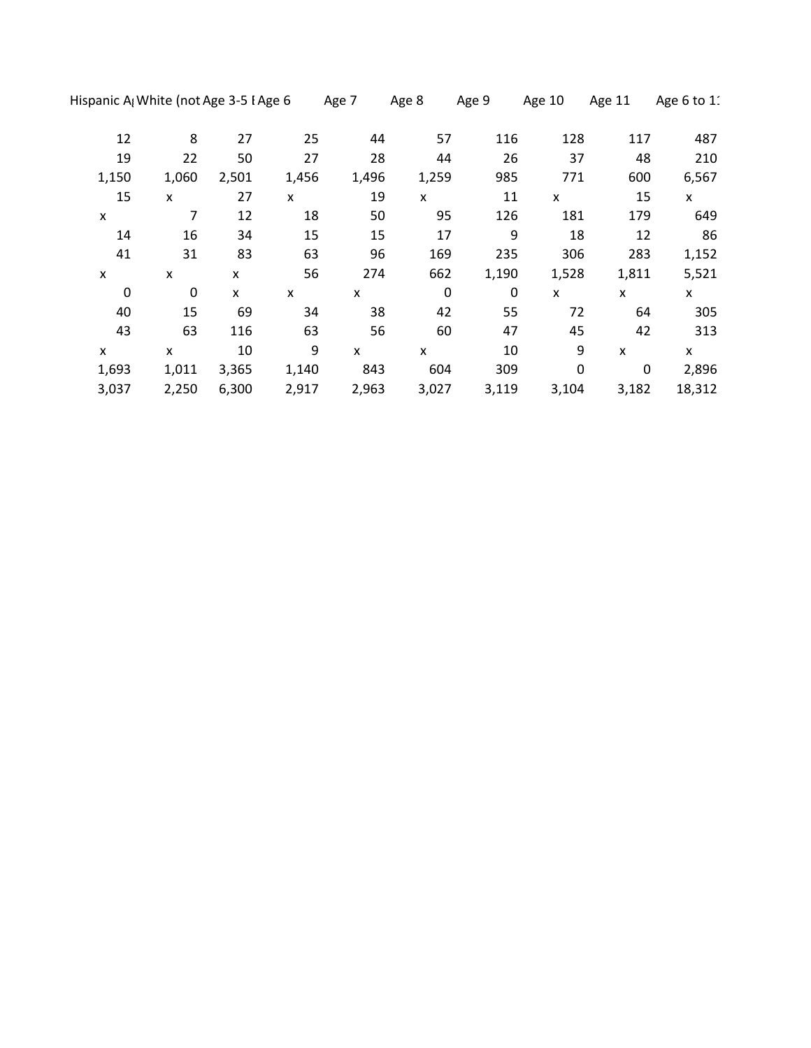| Hispanic A | White (not | Age 3-5 I | Age 6 | Age 7 | Age 8 | Age 9 | Age 10 | Age 11 | Age 6 to 1 |
|---|---|---|---|---|---|---|---|---|---|
| 12 | 8 | 27 | 25 | 44 | 57 | 116 | 128 | 117 | 487 |
| 19 | 22 | 50 | 27 | 28 | 44 | 26 | 37 | 48 | 210 |
| 1,150 | 1,060 | 2,501 | 1,456 | 1,496 | 1,259 | 985 | 771 | 600 | 6,567 |
| 15 | x | 27 | x | 19 | x | 11 | x | 15 | x |
| x | 7 | 12 | 18 | 50 | 95 | 126 | 181 | 179 | 649 |
| 14 | 16 | 34 | 15 | 15 | 17 | 9 | 18 | 12 | 86 |
| 41 | 31 | 83 | 63 | 96 | 169 | 235 | 306 | 283 | 1,152 |
| x | x | x | 56 | 274 | 662 | 1,190 | 1,528 | 1,811 | 5,521 |
| 0 | 0 | x | x | x | 0 | 0 | x | x | x |
| 40 | 15 | 69 | 34 | 38 | 42 | 55 | 72 | 64 | 305 |
| 43 | 63 | 116 | 63 | 56 | 60 | 47 | 45 | 42 | 313 |
| x | x | 10 | 9 | x | x | 10 | 9 | x | x |
| 1,693 | 1,011 | 3,365 | 1,140 | 843 | 604 | 309 | 0 | 0 | 2,896 |
| 3,037 | 2,250 | 6,300 | 2,917 | 2,963 | 3,027 | 3,119 | 3,104 | 3,182 | 18,312 |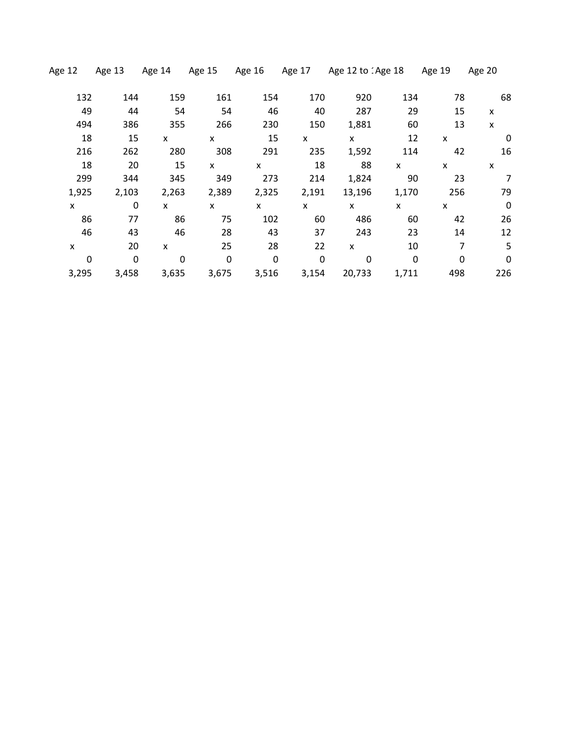| Age 12 | Age 13 | Age 14 | Age 15 | Age 16 | Age 17 | Age 12 to 1 | Age 18 | Age 19 | Age 20 |
|---|---|---|---|---|---|---|---|---|---|
| 132 | 144 | 159 | 161 | 154 | 170 | 920 | 134 | 78 | 68 |
| 49 | 44 | 54 | 54 | 46 | 40 | 287 | 29 | 15 | x |
| 494 | 386 | 355 | 266 | 230 | 150 | 1,881 | 60 | 13 | x |
| 18 | 15 | x | x | 15 | x | x | 12 | x | 0 |
| 216 | 262 | 280 | 308 | 291 | 235 | 1,592 | 114 | 42 | 16 |
| 18 | 20 | 15 | x | x | 18 | 88 | x | x | x |
| 299 | 344 | 345 | 349 | 273 | 214 | 1,824 | 90 | 23 | 7 |
| 1,925 | 2,103 | 2,263 | 2,389 | 2,325 | 2,191 | 13,196 | 1,170 | 256 | 79 |
| x | 0 | x | x | x | x | x | x | x | 0 |
| 86 | 77 | 86 | 75 | 102 | 60 | 486 | 60 | 42 | 26 |
| 46 | 43 | 46 | 28 | 43 | 37 | 243 | 23 | 14 | 12 |
| x | 20 | x | 25 | 28 | 22 | x | 10 | 7 | 5 |
| 0 | 0 | 0 | 0 | 0 | 0 | 0 | 0 | 0 | 0 |
| 3,295 | 3,458 | 3,635 | 3,675 | 3,516 | 3,154 | 20,733 | 1,711 | 498 | 226 |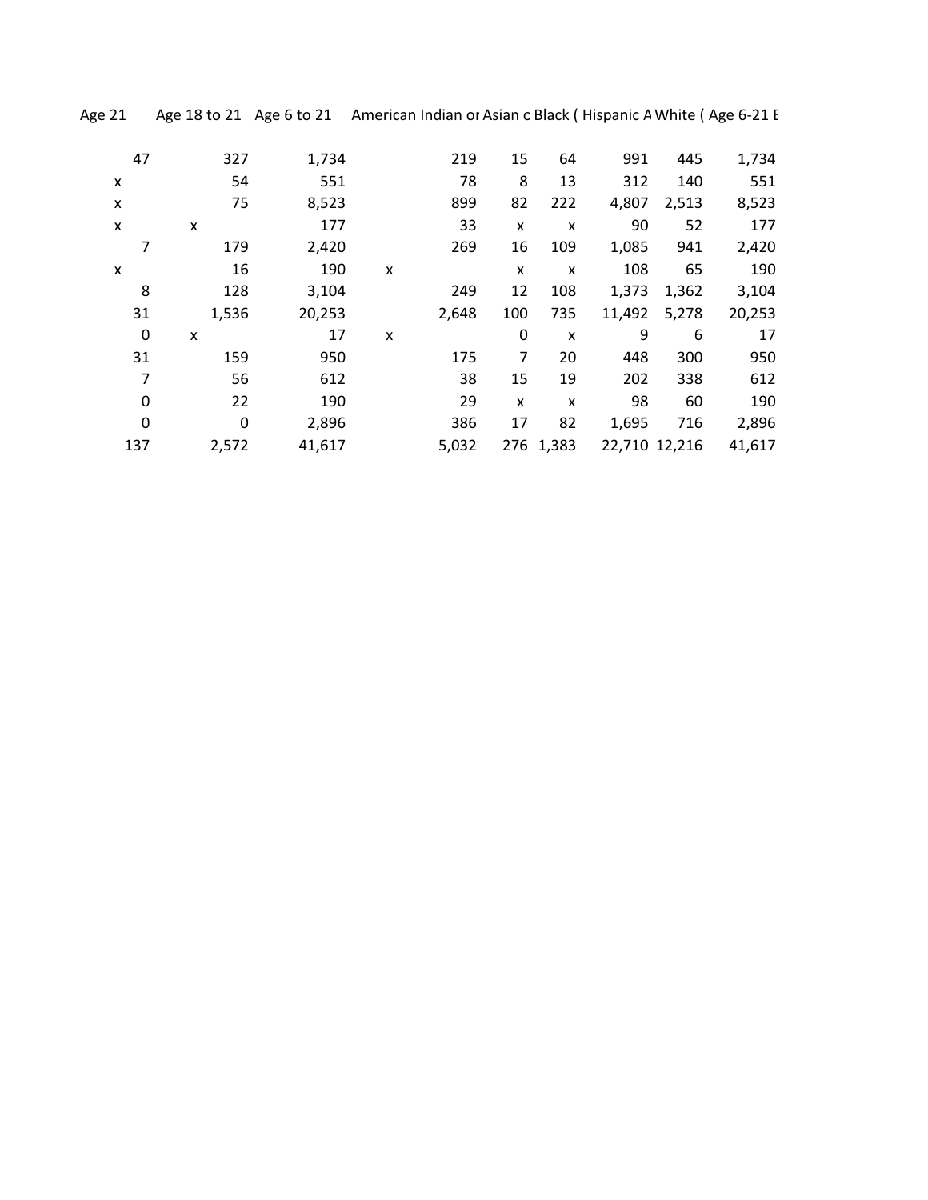| Age 21 | Age 18 to 21 | Age 6 to 21 | American Indian or | Asian o | Black ( | Hispanic A | White ( | Age 6-21 E |
|---|---|---|---|---|---|---|---|---|
| 47 | 327 | 1,734 | 219 | 15 | 64 | 991 | 445 | 1,734 |
| x | 54 | 551 | 78 | 8 | 13 | 312 | 140 | 551 |
| x | 75 | 8,523 | 899 | 82 | 222 | 4,807 | 2,513 | 8,523 |
| x | x | 177 | 33 | x | x | 90 | 52 | 177 |
| 7 | 179 | 2,420 | 269 | 16 | 109 | 1,085 | 941 | 2,420 |
| x | 16 | 190 | x | x | x | 108 | 65 | 190 |
| 8 | 128 | 3,104 | 249 | 12 | 108 | 1,373 | 1,362 | 3,104 |
| 31 | 1,536 | 20,253 | 2,648 | 100 | 735 | 11,492 | 5,278 | 20,253 |
| 0 | x | 17 | x | 0 | x | 9 | 6 | 17 |
| 31 | 159 | 950 | 175 | 7 | 20 | 448 | 300 | 950 |
| 7 | 56 | 612 | 38 | 15 | 19 | 202 | 338 | 612 |
| 0 | 22 | 190 | 29 | x | x | 98 | 60 | 190 |
| 0 | 0 | 2,896 | 386 | 17 | 82 | 1,695 | 716 | 2,896 |
| 137 | 2,572 | 41,617 | 5,032 | 276 | 1,383 | 22,710 | 12,216 | 41,617 |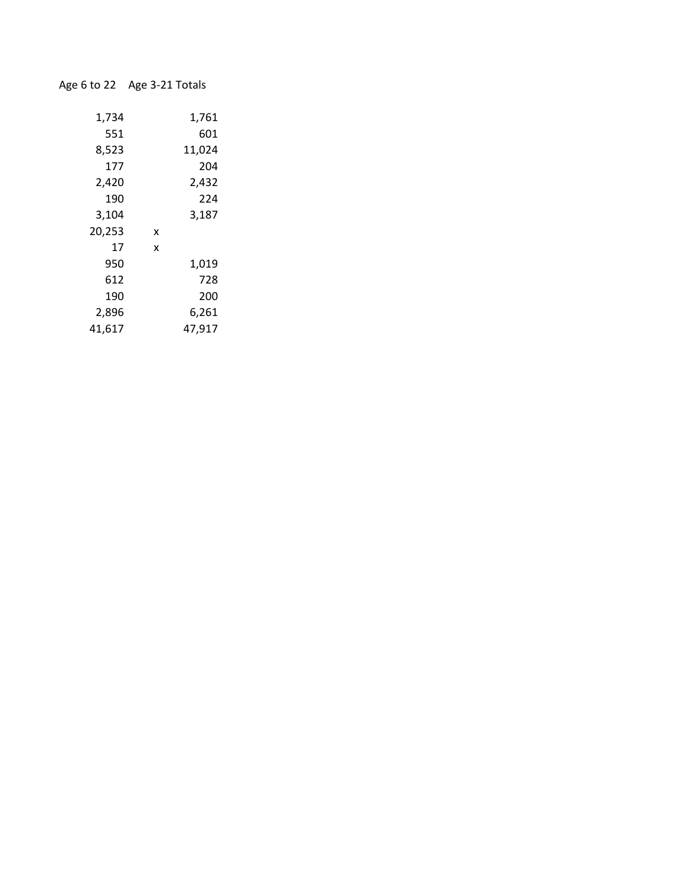| Age 6 to 22 | Age 3-21 Totals |
|---|---|
| 1,734 | 1,761 |
| 551 | 601 |
| 8,523 | 11,024 |
| 177 | 204 |
| 2,420 | 2,432 |
| 190 | 224 |
| 3,104 | 3,187 |
| 20,253 | x |
| 17 | x |
| 950 | 1,019 |
| 612 | 728 |
| 190 | 200 |
| 2,896 | 6,261 |
| 41,617 | 47,917 |